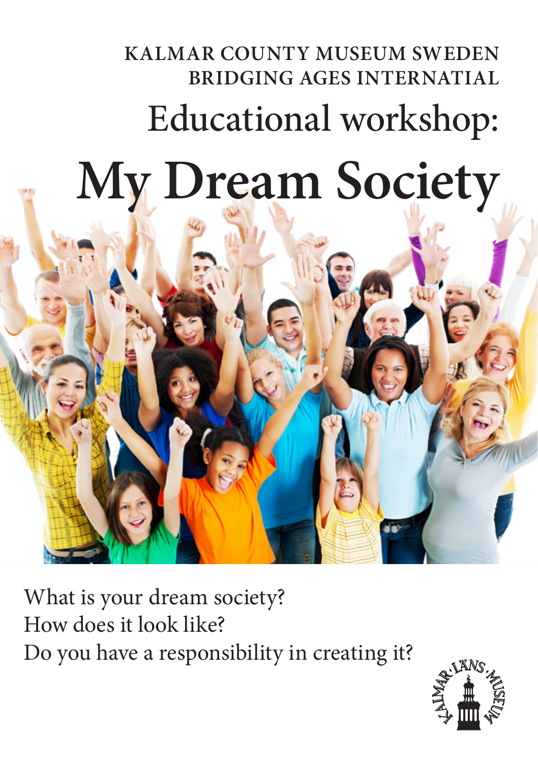KALMAR COUNTY MUSEUM SWEDEN
BRIDGING AGES INTERNATIAL

## Educational workshop:

# My Dream Society

What is your dream society?
How does it look like?
Do you have a responsibility in creating it?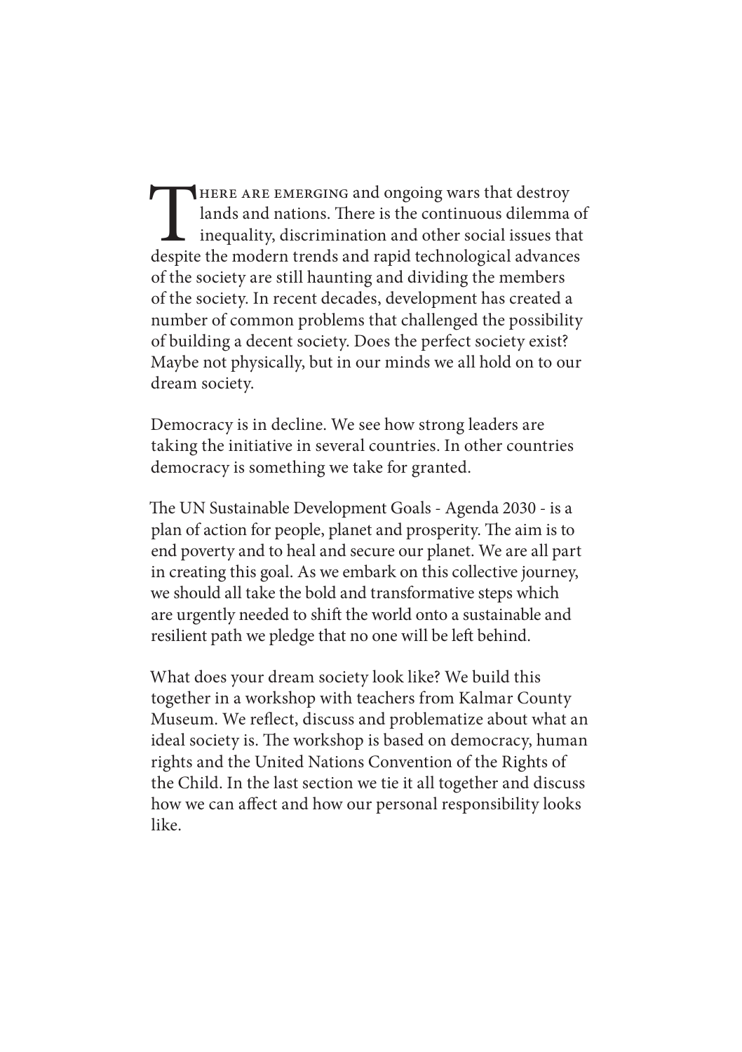There are emerging and ongoing wars that destroy lands and nations. There is the continuous dilemma of inequality, discrimination and other social issues that despite the modern trends and rapid technological advances of the society are still haunting and dividing the members of the society. In recent decades, development has created a number of common problems that challenged the possibility of building a decent society. Does the perfect society exist? Maybe not physically, but in our minds we all hold on to our dream society.

Democracy is in decline. We see how strong leaders are taking the initiative in several countries. In other countries democracy is something we take for granted.

The UN Sustainable Development Goals - Agenda 2030 - is a plan of action for people, planet and prosperity. The aim is to end poverty and to heal and secure our planet. We are all part in creating this goal. As we embark on this collective journey, we should all take the bold and transformative steps which are urgently needed to shift the world onto a sustainable and resilient path we pledge that no one will be left behind.

What does your dream society look like? We build this together in a workshop with teachers from Kalmar County Museum. We reflect, discuss and problematize about what an ideal society is. The workshop is based on democracy, human rights and the United Nations Convention of the Rights of the Child. In the last section we tie it all together and discuss how we can affect and how our personal responsibility looks like.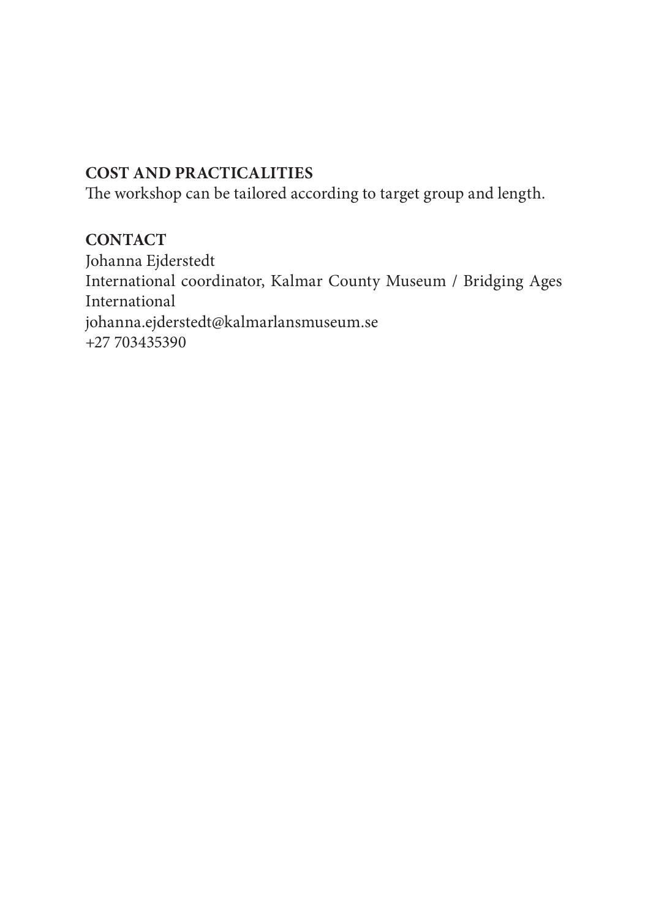**COST AND PRACTICALITIES**

The workshop can be tailored according to target group and length.

**CONTACT**

Johanna Ejderstedt
International coordinator, Kalmar County Museum / Bridging Ages International
johanna.ejderstedt@kalmarlansmuseum.se
+27 703435390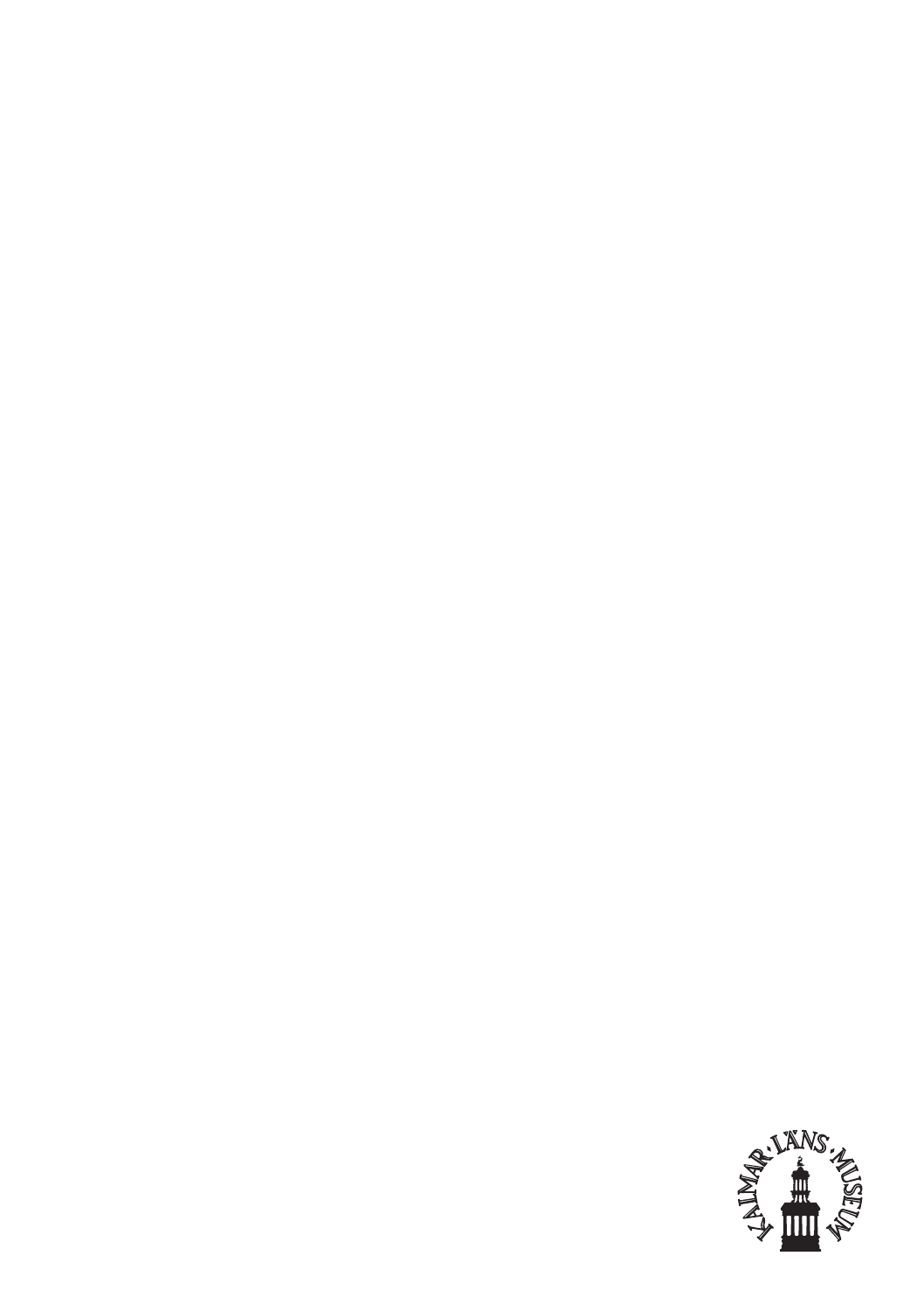KALMAR · LÄNS · MUSEUM